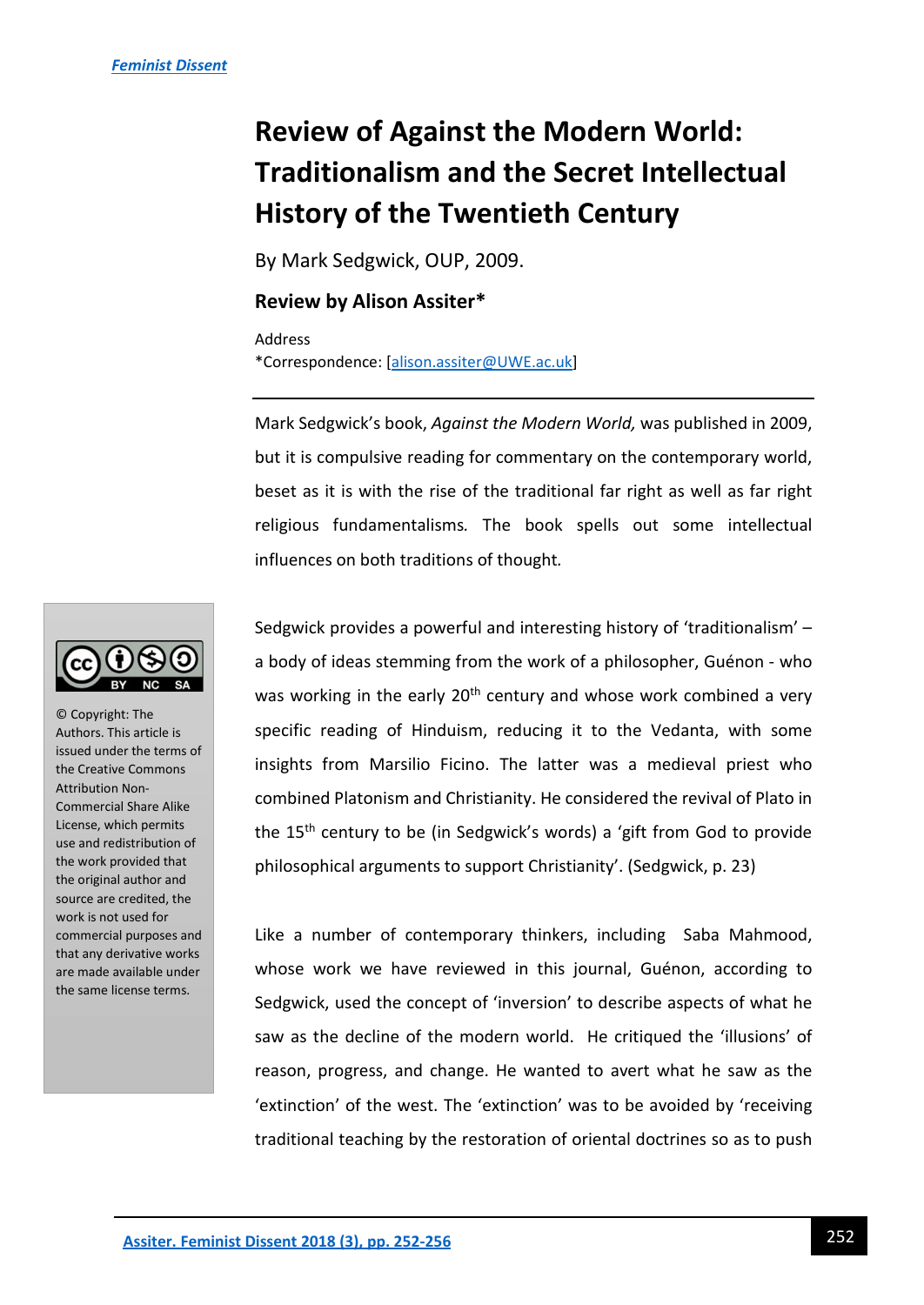# Review of Against the Modern World: Traditionalism and the Secret Intellectual History of the Twentieth Century

By Mark Sedgwick, OUP, 2009.

**Review by Alison Assiter***

Address
*Correspondence: [alison.assiter@UWE.ac.uk]

© Copyright: The Authors. This article is issued under the terms of the Creative Commons Attribution Non-Commercial Share Alike License, which permits use and redistribution of the work provided that the original author and source are credited, the work is not used for commercial purposes and that any derivative works are made available under the same license terms.

---

Mark Sedgwick's book, *Against the Modern World,* was published in 2009, but it is compulsive reading for commentary on the contemporary world, beset as it is with the rise of the traditional far right as well as far right religious fundamentalisms. The book spells out some intellectual influences on both traditions of thought.

Sedgwick provides a powerful and interesting history of 'traditionalism' – a body of ideas stemming from the work of a philosopher, Guénon - who was working in the early 20th century and whose work combined a very specific reading of Hinduism, reducing it to the Vedanta, with some insights from Marsilio Ficino. The latter was a medieval priest who combined Platonism and Christianity. He considered the revival of Plato in the 15th century to be (in Sedgwick's words) a 'gift from God to provide philosophical arguments to support Christianity'. (Sedgwick, p. 23)

Like a number of contemporary thinkers, including Saba Mahmood, whose work we have reviewed in this journal, Guénon, according to Sedgwick, used the concept of 'inversion' to describe aspects of what he saw as the decline of the modern world. He critiqued the 'illusions' of reason, progress, and change. He wanted to avert what he saw as the 'extinction' of the west. The 'extinction' was to be avoided by 'receiving traditional teaching by the restoration of oriental doctrines so as to push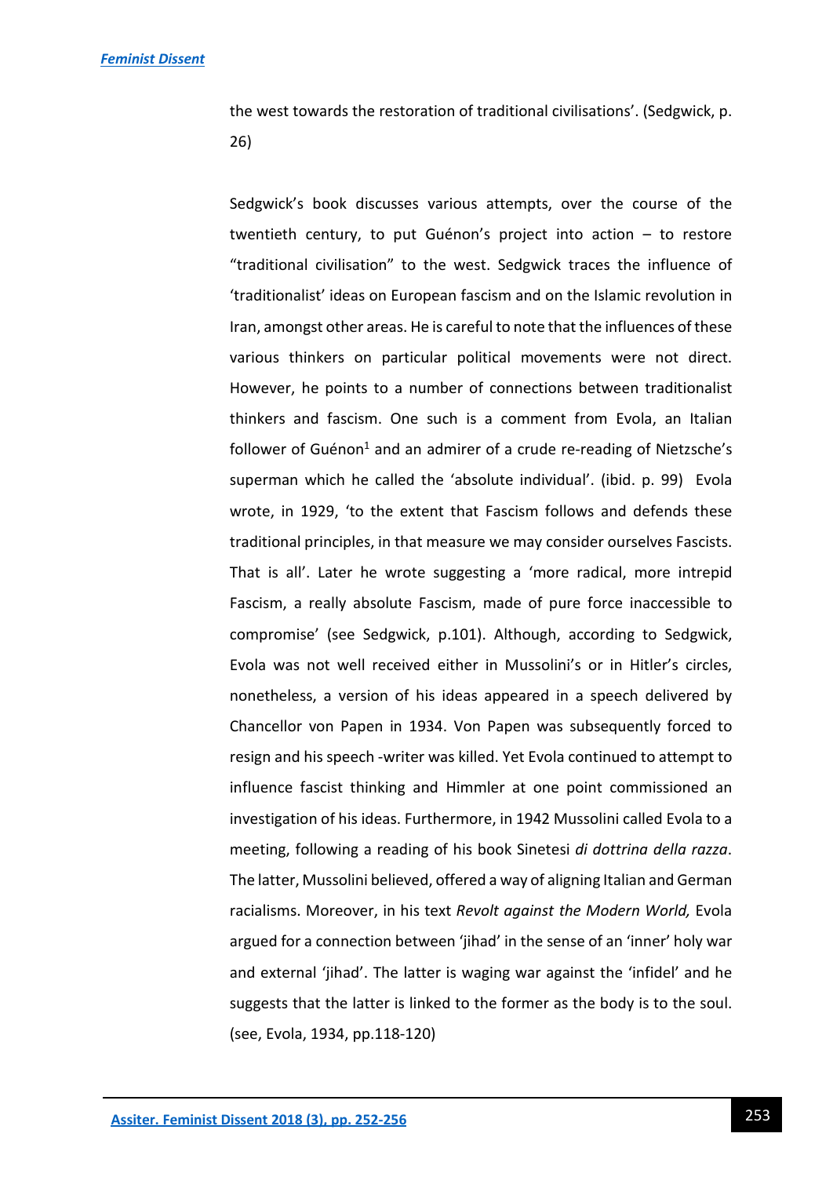the west towards the restoration of traditional civilisations'. (Sedgwick, p. 26)

Sedgwick's book discusses various attempts, over the course of the twentieth century, to put Guénon's project into action – to restore "traditional civilisation" to the west. Sedgwick traces the influence of 'traditionalist' ideas on European fascism and on the Islamic revolution in Iran, amongst other areas. He is careful to note that the influences of these various thinkers on particular political movements were not direct. However, he points to a number of connections between traditionalist thinkers and fascism. One such is a comment from Evola, an Italian follower of Guénon[1] and an admirer of a crude re-reading of Nietzsche's superman which he called the 'absolute individual'. (ibid. p. 99) Evola wrote, in 1929, 'to the extent that Fascism follows and defends these traditional principles, in that measure we may consider ourselves Fascists. That is all'. Later he wrote suggesting a 'more radical, more intrepid Fascism, a really absolute Fascism, made of pure force inaccessible to compromise' (see Sedgwick, p.101). Although, according to Sedgwick, Evola was not well received either in Mussolini's or in Hitler's circles, nonetheless, a version of his ideas appeared in a speech delivered by Chancellor von Papen in 1934. Von Papen was subsequently forced to resign and his speech -writer was killed. Yet Evola continued to attempt to influence fascist thinking and Himmler at one point commissioned an investigation of his ideas. Furthermore, in 1942 Mussolini called Evola to a meeting, following a reading of his book Sinetesi *di dottrina della razza*. The latter, Mussolini believed, offered a way of aligning Italian and German racialisms. Moreover, in his text *Revolt against the Modern World,* Evola argued for a connection between 'jihad' in the sense of an 'inner' holy war and external 'jihad'. The latter is waging war against the 'infidel' and he suggests that the latter is linked to the former as the body is to the soul. (see, Evola, 1934, pp.118-120)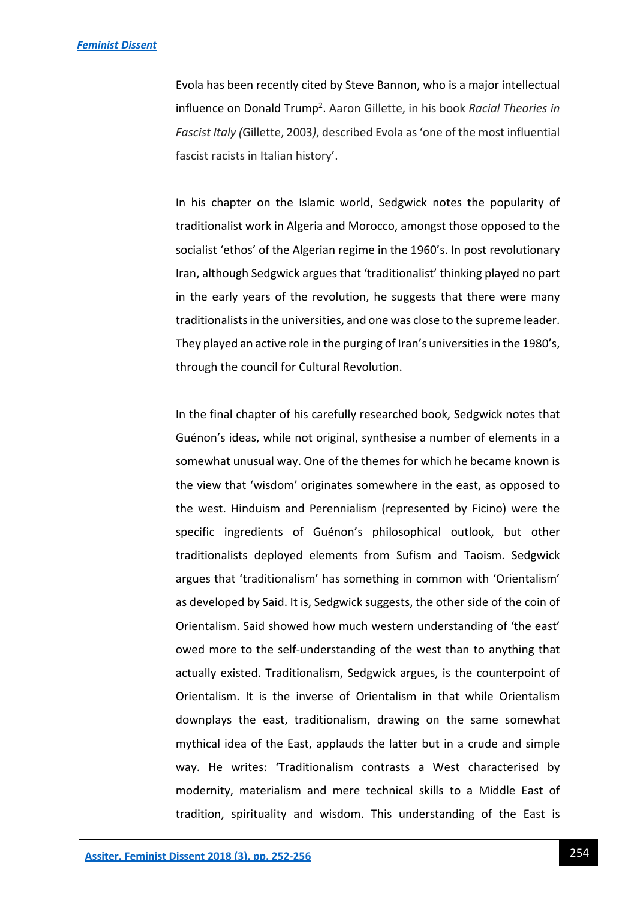Evola has been recently cited by Steve Bannon, who is a major intellectual influence on Donald Trump[2]. Aaron Gillette, in his book *Racial Theories in Fascist Italy (*Gillette, 2003*)*, described Evola as 'one of the most influential fascist racists in Italian history'.

In his chapter on the Islamic world, Sedgwick notes the popularity of traditionalist work in Algeria and Morocco, amongst those opposed to the socialist 'ethos' of the Algerian regime in the 1960's. In post revolutionary Iran, although Sedgwick argues that 'traditionalist' thinking played no part in the early years of the revolution, he suggests that there were many traditionalists in the universities, and one was close to the supreme leader. They played an active role in the purging of Iran's universities in the 1980's, through the council for Cultural Revolution.

In the final chapter of his carefully researched book, Sedgwick notes that Guénon's ideas, while not original, synthesise a number of elements in a somewhat unusual way. One of the themes for which he became known is the view that 'wisdom' originates somewhere in the east, as opposed to the west. Hinduism and Perennialism (represented by Ficino) were the specific ingredients of Guénon's philosophical outlook, but other traditionalists deployed elements from Sufism and Taoism. Sedgwick argues that 'traditionalism' has something in common with 'Orientalism' as developed by Said. It is, Sedgwick suggests, the other side of the coin of Orientalism. Said showed how much western understanding of 'the east' owed more to the self-understanding of the west than to anything that actually existed. Traditionalism, Sedgwick argues, is the counterpoint of Orientalism. It is the inverse of Orientalism in that while Orientalism downplays the east, traditionalism, drawing on the same somewhat mythical idea of the East, applauds the latter but in a crude and simple way. He writes: 'Traditionalism contrasts a West characterised by modernity, materialism and mere technical skills to a Middle East of tradition, spirituality and wisdom. This understanding of the East is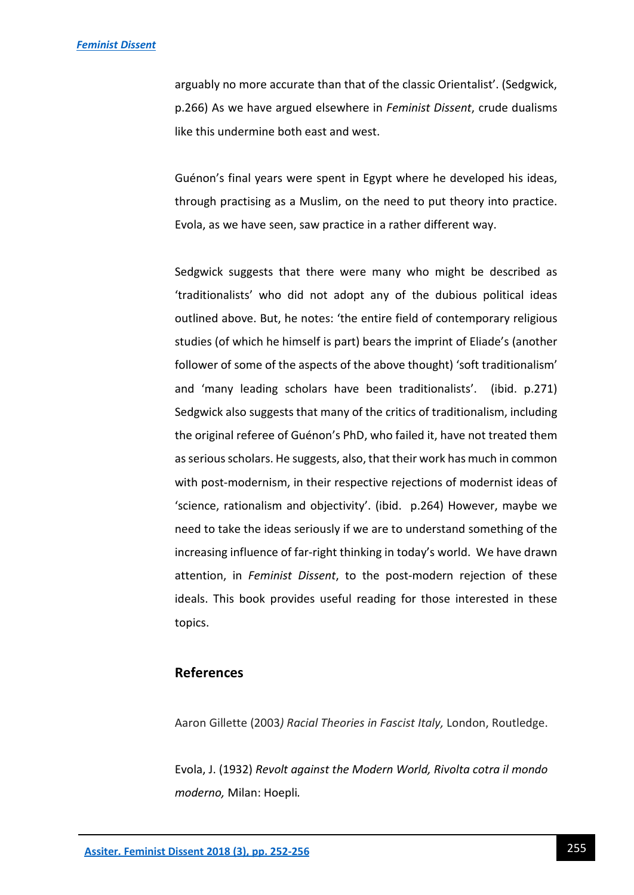arguably no more accurate than that of the classic Orientalist'. (Sedgwick, p.266) As we have argued elsewhere in *Feminist Dissent*, crude dualisms like this undermine both east and west.

Guénon's final years were spent in Egypt where he developed his ideas, through practising as a Muslim, on the need to put theory into practice. Evola, as we have seen, saw practice in a rather different way.

Sedgwick suggests that there were many who might be described as 'traditionalists' who did not adopt any of the dubious political ideas outlined above. But, he notes: 'the entire field of contemporary religious studies (of which he himself is part) bears the imprint of Eliade's (another follower of some of the aspects of the above thought) 'soft traditionalism' and 'many leading scholars have been traditionalists'. (ibid. p.271) Sedgwick also suggests that many of the critics of traditionalism, including the original referee of Guénon's PhD, who failed it, have not treated them as serious scholars. He suggests, also, that their work has much in common with post-modernism, in their respective rejections of modernist ideas of 'science, rationalism and objectivity'. (ibid. p.264) However, maybe we need to take the ideas seriously if we are to understand something of the increasing influence of far-right thinking in today's world. We have drawn attention, in *Feminist Dissent*, to the post-modern rejection of these ideals. This book provides useful reading for those interested in these topics.

## References

Aaron Gillette (2003*) Racial Theories in Fascist Italy,* London, Routledge.

Evola, J. (1932) *Revolt against the Modern World, Rivolta cotra il mondo moderno,* Milan: Hoepli*.*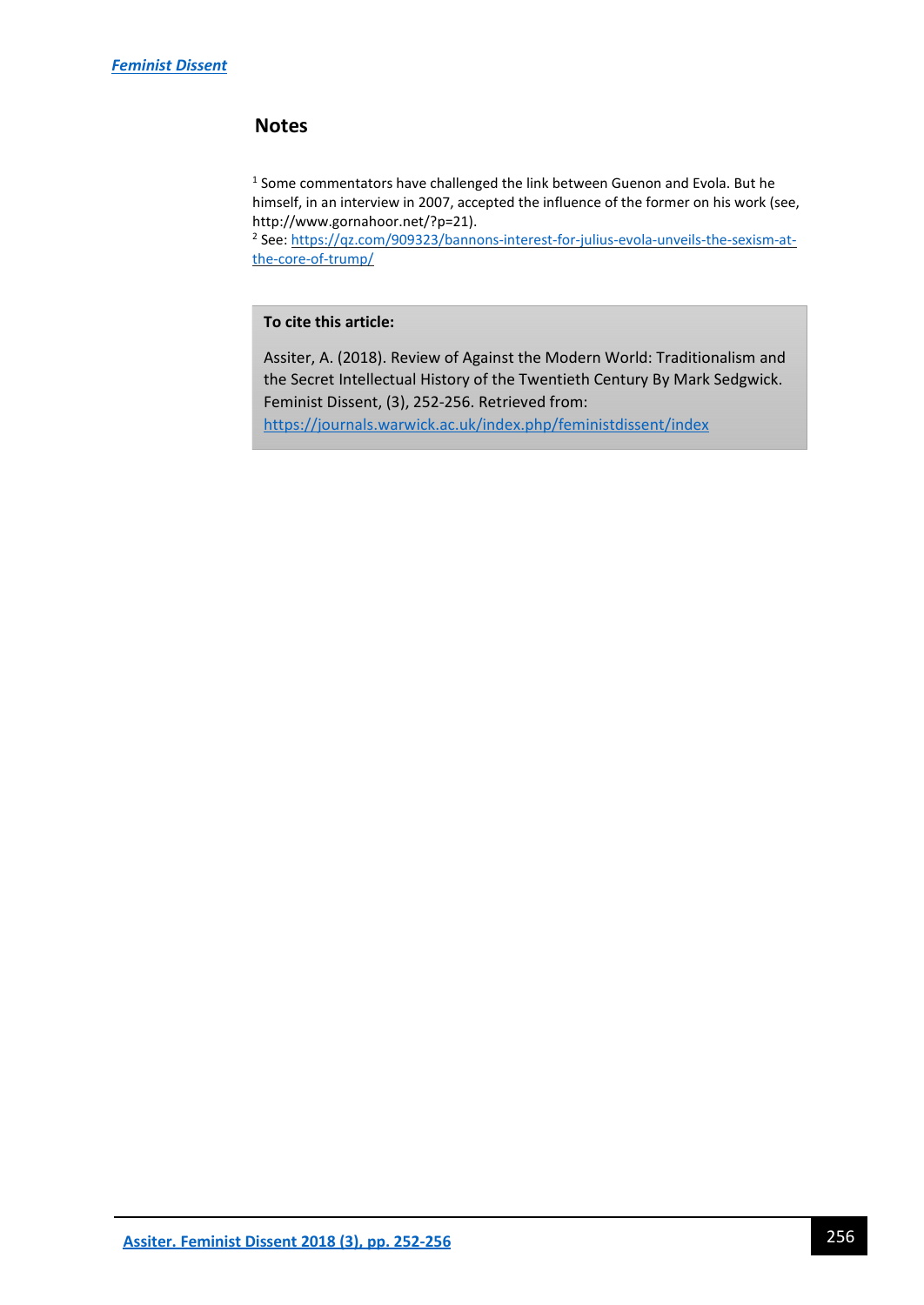## Notes

[1] Some commentators have challenged the link between Guenon and Evola. But he himself, in an interview in 2007, accepted the influence of the former on his work (see, http://www.gornahoor.net/?p=21).

[2] See: https://qz.com/909323/bannons-interest-for-julius-evola-unveils-the-sexism-at-the-core-of-trump/

**To cite this article:**

Assiter, A. (2018). Review of Against the Modern World: Traditionalism and the Secret Intellectual History of the Twentieth Century By Mark Sedgwick. Feminist Dissent, (3), 252-256. Retrieved from: https://journals.warwick.ac.uk/index.php/feministdissent/index